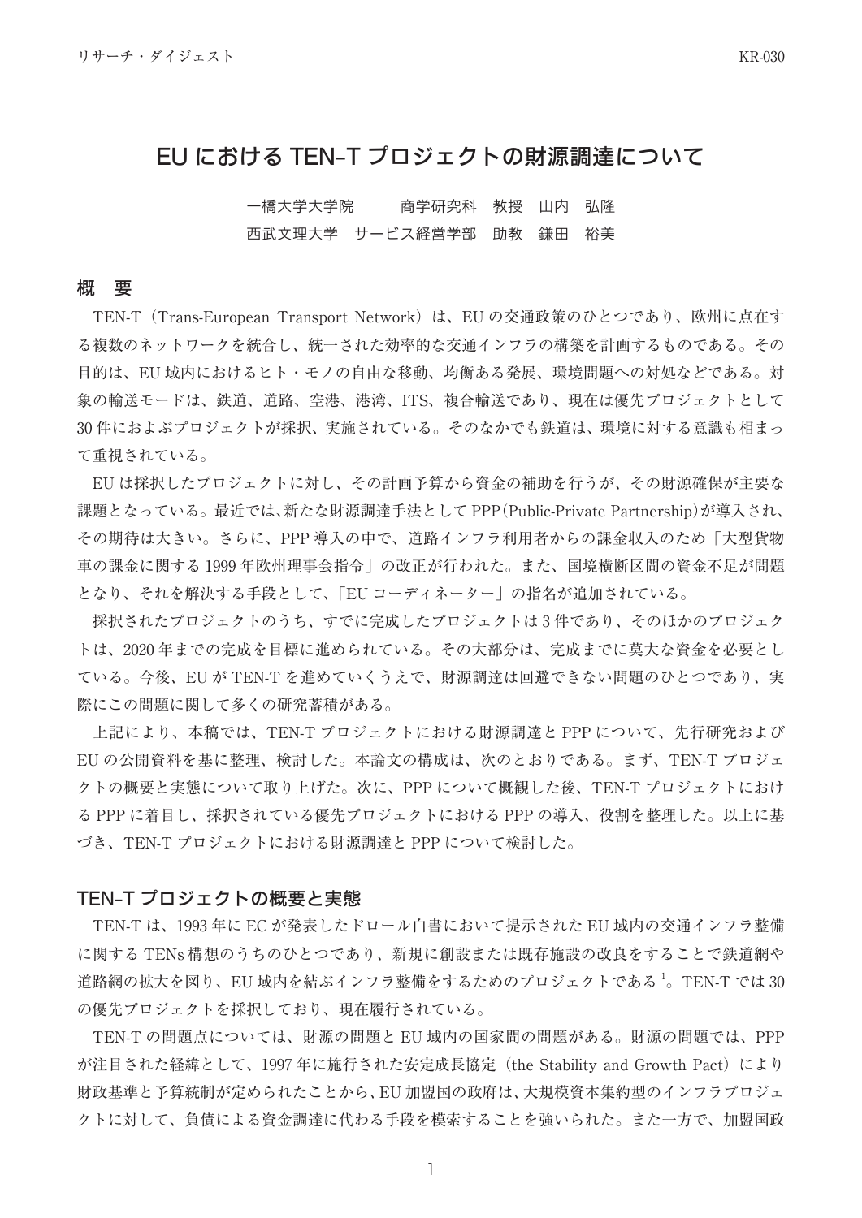# EU における TEN-T プロジェクトの財源調達について

一橋大学大学院　　　商学研究科　教授　山内　弘隆
西武文理大学　サービス経営学部　助教　鎌田　裕美

## 概　要

TEN-T（Trans-European Transport Network）は、EU の交通政策のひとつであり、欧州に点在する複数のネットワークを統合し、統一された効率的な交通インフラの構築を計画するものである。その目的は、EU 域内におけるヒト・モノの自由な移動、均衡ある発展、環境問題への対処などである。対象の輸送モードは、鉄道、道路、空港、港湾、ITS、複合輸送であり、現在は優先プロジェクトとして 30 件におよぶプロジェクトが採択、実施されている。そのなかでも鉄道は、環境に対する意識も相まって重視されている。

EU は採択したプロジェクトに対し、その計画予算から資金の補助を行うが、その財源確保が主要な課題となっている。最近では、新たな財源調達手法として PPP（Public-Private Partnership）が導入され、その期待は大きい。さらに、PPP 導入の中で、道路インフラ利用者からの課金収入のため「大型貨物車の課金に関する 1999 年欧州理事会指令」の改正が行われた。また、国境横断区間の資金不足が問題となり、それを解決する手段として、「EU コーディネーター」の指名が追加されている。

採択されたプロジェクトのうち、すでに完成したプロジェクトは 3 件であり、そのほかのプロジェクトは、2020 年までの完成を目標に進められている。その大部分は、完成までに莫大な資金を必要としている。今後、EU が TEN-T を進めていくうえで、財源調達は回避できない問題のひとつであり、実際にこの問題に関して多くの研究蓄積がある。

上記により、本稿では、TEN-T プロジェクトにおける財源調達と PPP について、先行研究および EU の公開資料を基に整理、検討した。本論文の構成は、次のとおりである。まず、TEN-T プロジェクトの概要と実態について取り上げた。次に、PPP について概観した後、TEN-T プロジェクトにおける PPP に着目し、採択されている優先プロジェクトにおける PPP の導入、役割を整理した。以上に基づき、TEN-T プロジェクトにおける財源調達と PPP について検討した。

## TEN-T プロジェクトの概要と実態

TEN-T は、1993 年に EC が発表したドロール白書において提示された EU 域内の交通インフラ整備に関する TENs 構想のうちのひとつであり、新規に創設または既存施設の改良をすることで鉄道網や道路網の拡大を図り、EU 域内を結ぶインフラ整備をするためのプロジェクトである[1]。TEN-T では 30 の優先プロジェクトを採択しており、現在履行されている。

TEN-T の問題点については、財源の問題と EU 域内の国家間の問題がある。財源の問題では、PPP が注目された経緯として、1997 年に施行された安定成長協定（the Stability and Growth Pact）により財政基準と予算統制が定められたことから、EU 加盟国の政府は、大規模資本集約型のインフラプロジェクトに対して、負債による資金調達に代わる手段を模索することを強いられた。また一方で、加盟国政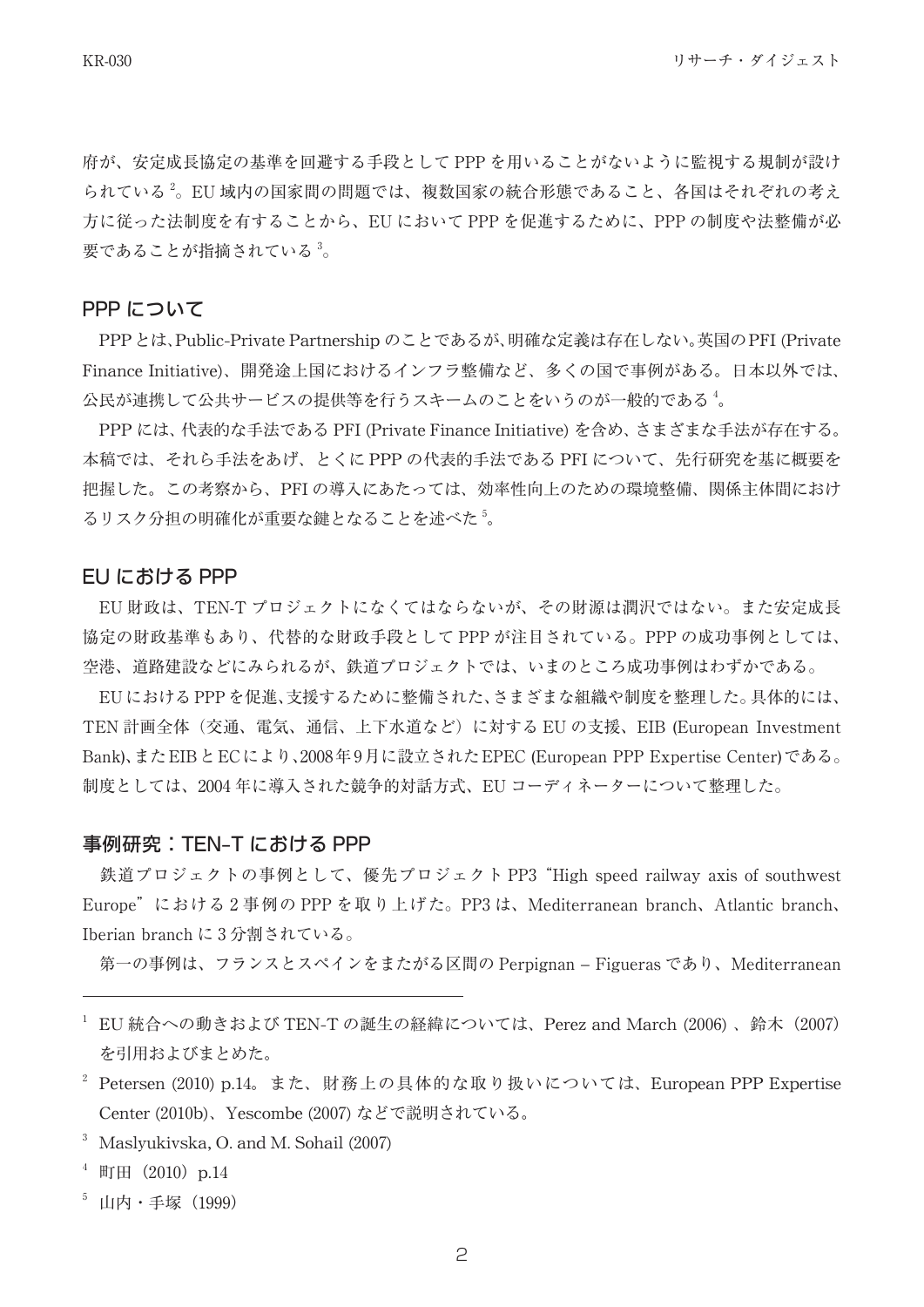府が、安定成長協定の基準を回避する手段として PPP を用いることがないように監視する規制が設けられている[2]。EU 域内の国家間の問題では、複数国家の統合形態であること、各国はそれぞれの考え方に従った法制度を有することから、EU において PPP を促進するために、PPP の制度や法整備が必要であることが指摘されている[3]。

## PPP について

PPP とは、Public-Private Partnership のことであるが、明確な定義は存在しない。英国の PFI (Private Finance Initiative)、開発途上国におけるインフラ整備など、多くの国で事例がある。日本以外では、公民が連携して公共サービスの提供等を行うスキームのことをいうのが一般的である[4]。

PPP には、代表的な手法である PFI (Private Finance Initiative) を含め、さまざまな手法が存在する。本稿では、それら手法をあげ、とくに PPP の代表的手法である PFI について、先行研究を基に概要を把握した。この考察から、PFI の導入にあたっては、効率性向上のための環境整備、関係主体間におけるリスク分担の明確化が重要な鍵となることを述べた[5]。

## EU における PPP

EU 財政は、TEN-T プロジェクトになくてはならないが、その財源は潤沢ではない。また安定成長協定の財政基準もあり、代替的な財政手段として PPP が注目されている。PPP の成功事例としては、空港、道路建設などにみられるが、鉄道プロジェクトでは、いまのところ成功事例はわずかである。

EU における PPP を促進、支援するために整備された、さまざまな組織や制度を整理した。具体的には、TEN 計画全体（交通、電気、通信、上下水道など）に対する EU の支援、EIB (European Investment Bank)、また EIB と EC により、2008 年 9 月に設立された EPEC (European PPP Expertise Center) である。制度としては、2004 年に導入された競争的対話方式、EU コーディネーターについて整理した。

## 事例研究：TEN-T における PPP

鉄道プロジェクトの事例として、優先プロジェクト PP3 “High speed railway axis of southwest Europe” における 2 事例の PPP を取り上げた。PP3 は、Mediterranean branch、Atlantic branch、Iberian branch に 3 分割されている。

第一の事例は、フランスとスペインをまたがる区間の Perpignan – Figueras であり、Mediterranean

---

[1] EU 統合への動きおよび TEN-T の誕生の経緯については、Perez and March (2006) 、鈴木（2007）を引用およびまとめた。

[2] Petersen (2010) p.14。また、財務上の具体的な取り扱いについては、European PPP Expertise Center (2010b)、Yescombe (2007) などで説明されている。

[3] Maslyukivska, O. and M. Sohail (2007)

[4] 町田（2010）p.14

[5] 山内・手塚（1999）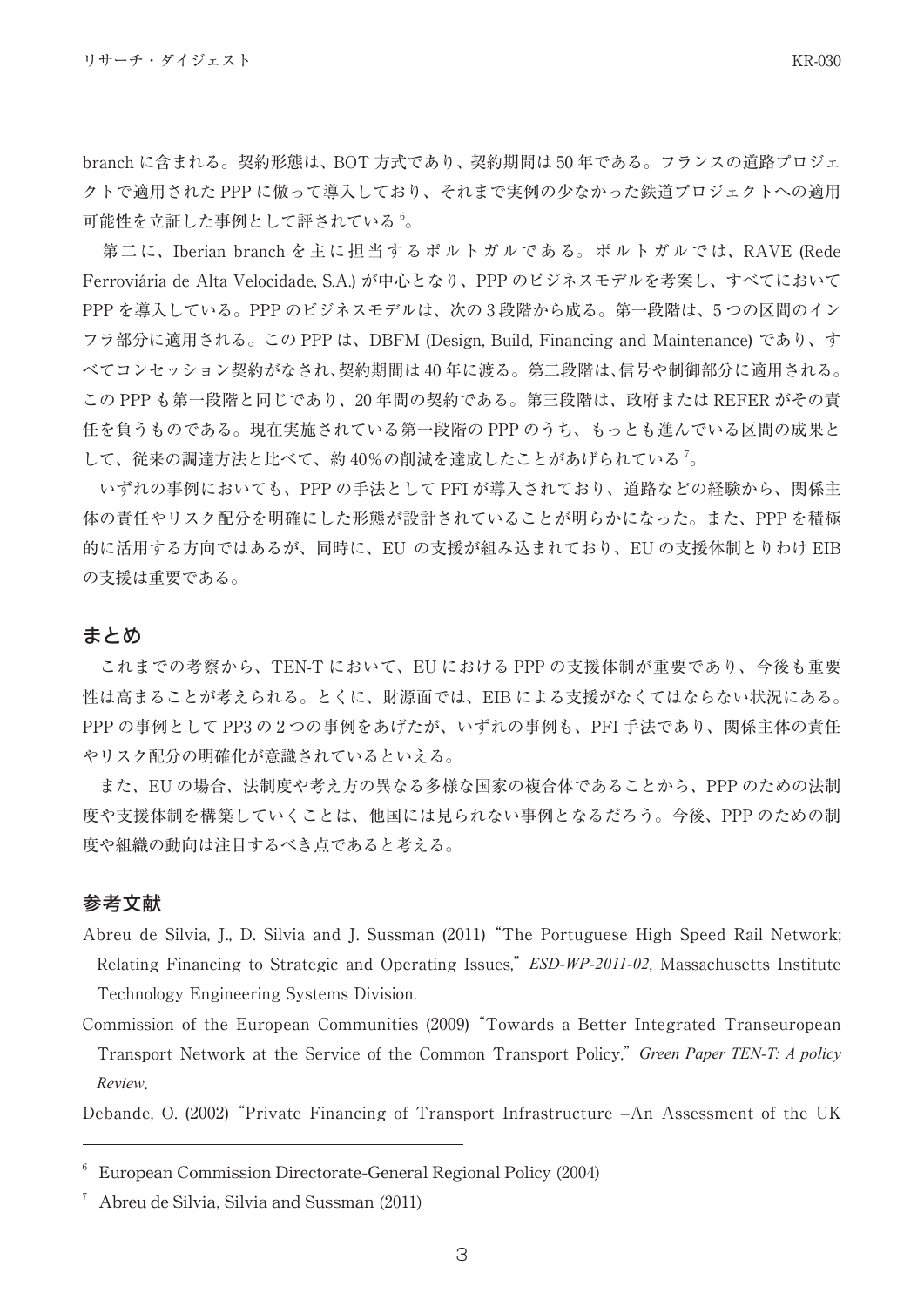branch に含まれる。契約形態は、BOT 方式であり、契約期間は 50 年である。フランスの道路プロジェクトで適用された PPP に倣って導入しており、それまで実例の少なかった鉄道プロジェクトへの適用可能性を立証した事例として評されている[6]。

第二に、Iberian branch を主に担当するポルトガルである。ポルトガルでは、RAVE (Rede Ferroviária de Alta Velocidade, S.A.) が中心となり、PPP のビジネスモデルを考案し、すべてにおいて PPP を導入している。PPP のビジネスモデルは、次の 3 段階から成る。第一段階は、5 つの区間のインフラ部分に適用される。この PPP は、DBFM (Design, Build, Financing and Maintenance) であり、すべてコンセッション契約がなされ、契約期間は 40 年に渡る。第二段階は、信号や制御部分に適用される。この PPP も第一段階と同じであり、20 年間の契約である。第三段階は、政府または REFER がその責任を負うものである。現在実施されている第一段階の PPP のうち、もっとも進んでいる区間の成果として、従来の調達方法と比べて、約 40%の削減を達成したことがあげられている[7]。

いずれの事例においても、PPP の手法として PFI が導入されており、道路などの経験から、関係主体の責任やリスク配分を明確にした形態が設計されていることが明らかになった。また、PPP を積極的に活用する方向ではあるが、同時に、EU の支援が組み込まれており、EU の支援体制とりわけ EIB の支援は重要である。

## まとめ

これまでの考察から、TEN-T において、EU における PPP の支援体制が重要であり、今後も重要性は高まることが考えられる。とくに、財源面では、EIB による支援がなくてはならない状況にある。PPP の事例として PP3 の 2 つの事例をあげたが、いずれの事例も、PFI 手法であり、関係主体の責任やリスク配分の明確化が意識されているといえる。

また、EU の場合、法制度や考え方の異なる多様な国家の複合体であることから、PPP のための法制度や支援体制を構築していくことは、他国には見られない事例となるだろう。今後、PPP のための制度や組織の動向は注目するべき点であると考える。

## 参考文献

Abreu de Silvia, J., D. Silvia and J. Sussman (2011) "The Portuguese High Speed Rail Network; Relating Financing to Strategic and Operating Issues," *ESD-WP-2011-02*, Massachusetts Institute Technology Engineering Systems Division.

Commission of the European Communities (2009) "Towards a Better Integrated Transeuropean Transport Network at the Service of the Common Transport Policy," *Green Paper TEN-T: A policy Review*.

Debande, O. (2002) "Private Financing of Transport Infrastructure –An Assessment of the UK

---

[6] European Commission Directorate-General Regional Policy (2004)

[7] Abreu de Silvia, Silvia and Sussman (2011)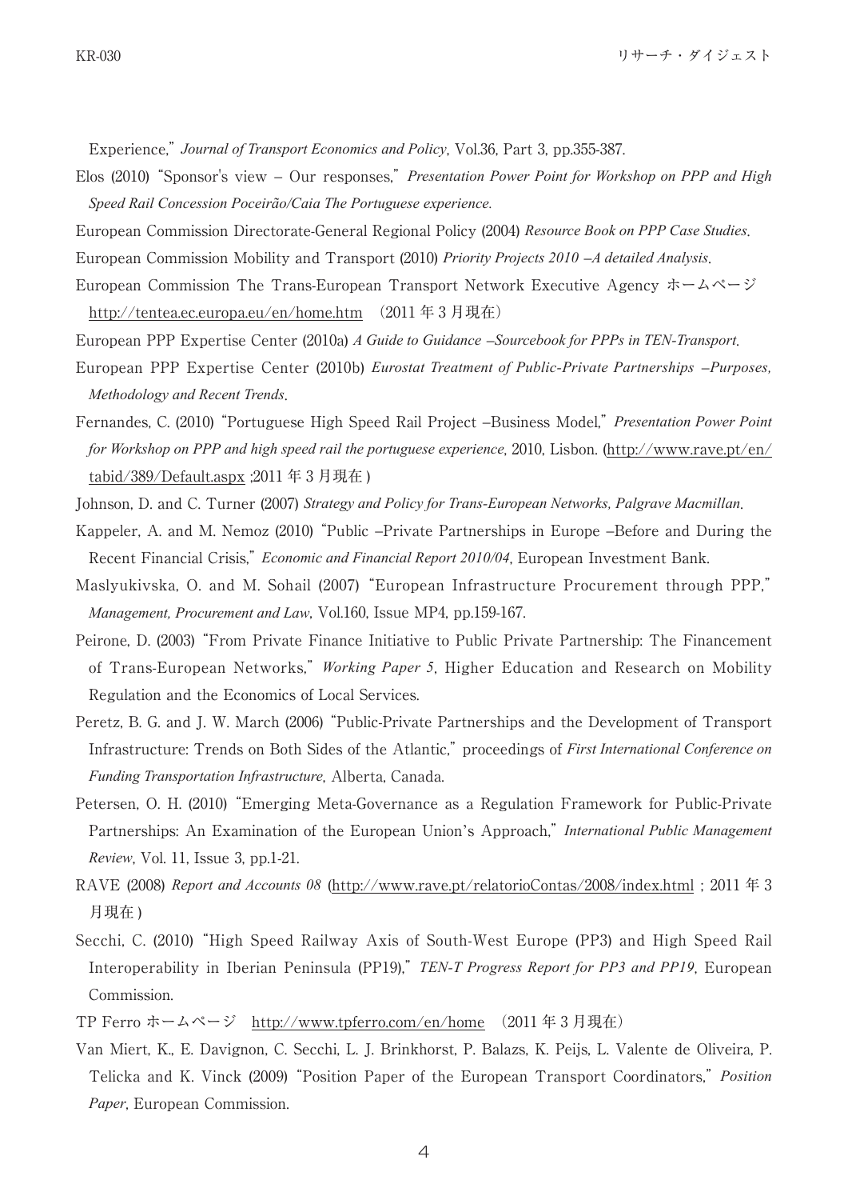Experience," *Journal of Transport Economics and Policy*, Vol.36, Part 3, pp.355-387.

Elos (2010) "Sponsor's view – Our responses," *Presentation Power Point for Workshop on PPP and High Speed Rail Concession Poceirão/Caia The Portuguese experience.*

European Commission Directorate-General Regional Policy (2004) *Resource Book on PPP Case Studies*.

European Commission Mobility and Transport (2010) *Priority Projects 2010 –A detailed Analysis*.

European Commission The Trans-European Transport Network Executive Agency ホームページ http://tentea.ec.europa.eu/en/home.htm （2011 年 3 月現在）

European PPP Expertise Center (2010a) *A Guide to Guidance –Sourcebook for PPPs in TEN-Transport*.

European PPP Expertise Center (2010b) *Eurostat Treatment of Public-Private Partnerships –Purposes, Methodology and Recent Trends*.

Fernandes, C. (2010) "Portuguese High Speed Rail Project –Business Model," *Presentation Power Point for Workshop on PPP and high speed rail the portuguese experience*, 2010, Lisbon. (http://www.rave.pt/en/tabid/389/Default.aspx ;2011 年 3 月現在 )

Johnson, D. and C. Turner (2007) *Strategy and Policy for Trans-European Networks, Palgrave Macmillan*.

Kappeler, A. and M. Nemoz (2010) "Public –Private Partnerships in Europe –Before and During the Recent Financial Crisis," *Economic and Financial Report 2010/04*, European Investment Bank.

Maslyukivska, O. and M. Sohail (2007) "European Infrastructure Procurement through PPP," *Management, Procurement and Law*, Vol.160, Issue MP4, pp.159-167.

Peirone, D. (2003) "From Private Finance Initiative to Public Private Partnership: The Financement of Trans-European Networks," *Working Paper 5*, Higher Education and Research on Mobility Regulation and the Economics of Local Services.

Peretz, B. G. and J. W. March (2006) "Public-Private Partnerships and the Development of Transport Infrastructure: Trends on Both Sides of the Atlantic," proceedings of *First International Conference on Funding Transportation Infrastructure*, Alberta, Canada.

Petersen, O. H. (2010) "Emerging Meta-Governance as a Regulation Framework for Public-Private Partnerships: An Examination of the European Union's Approach," *International Public Management Review*, Vol. 11, Issue 3, pp.1-21.

RAVE (2008) *Report and Accounts 08* (http://www.rave.pt/relatorioContas/2008/index.html ; 2011 年 3 月現在 )

Secchi, C. (2010) "High Speed Railway Axis of South-West Europe (PP3) and High Speed Rail Interoperability in Iberian Peninsula (PP19)," *TEN-T Progress Report for PP3 and PP19*, European Commission.

TP Ferro ホームページ http://www.tpferro.com/en/home （2011 年 3 月現在）

Van Miert, K., E. Davignon, C. Secchi, L. J. Brinkhorst, P. Balazs, K. Peijs, L. Valente de Oliveira, P. Telicka and K. Vinck (2009) "Position Paper of the European Transport Coordinators," *Position Paper*, European Commission.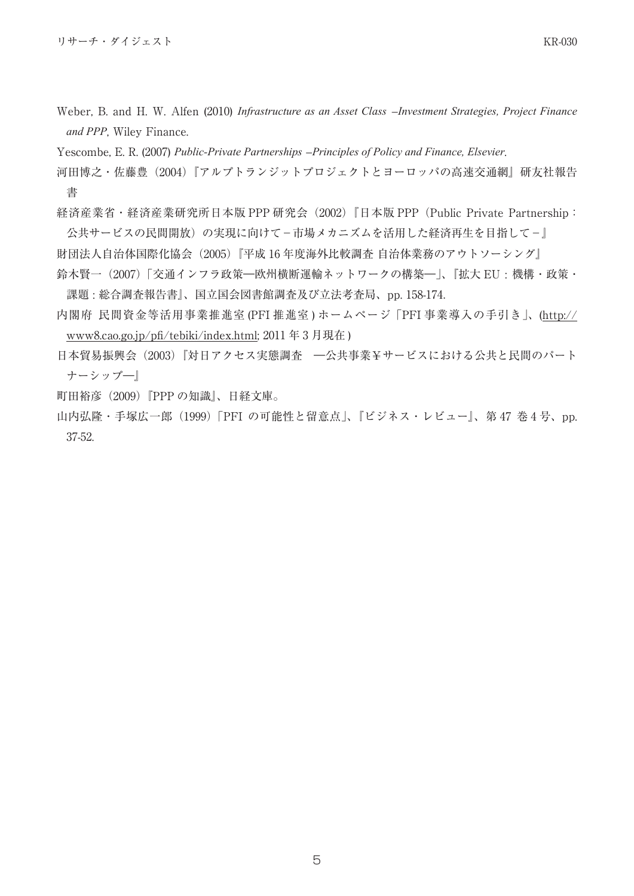Weber, B. and H. W. Alfen (2010) *Infrastructure as an Asset Class –Investment Strategies, Project Finance and PPP*, Wiley Finance.

Yescombe, E. R. (2007) *Public-Private Partnerships –Principles of Policy and Finance, Elsevier*.

河田博之・佐藤豊（2004）『アルプトランジットプロジェクトとヨーロッパの高速交通網』研友社報告書

経済産業省・経済産業研究所日本版 PPP 研究会（2002）『日本版 PPP（Public Private Partnership：公共サービスの民間開放）の実現に向けて－市場メカニズムを活用した経済再生を目指して－』

財団法人自治体国際化協会（2005）『平成 16 年度海外比較調査 自治体業務のアウトソーシング』

鈴木賢一（2007）「交通インフラ政策―欧州横断運輸ネットワークの構築―」、『拡大 EU：機構・政策・課題：総合調査報告書』、国立国会図書館調査及び立法考査局、pp. 158-174.

内閣府 民間資金等活用事業推進室 (PFI 推進室 ) ホームページ「PFI 事業導入の手引き」、(http://www8.cao.go.jp/pfi/tebiki/index.html; 2011 年 3 月現在 )

日本貿易振興会（2003）『対日アクセス実態調査 ―公共事業￥サービスにおける公共と民間のパートナーシップ―』

町田裕彦（2009）『PPP の知識』、日経文庫。

山内弘隆・手塚広一郎（1999）「PFI の可能性と留意点」、『ビジネス・レビュー』、第 47 巻 4 号、pp. 37-52.